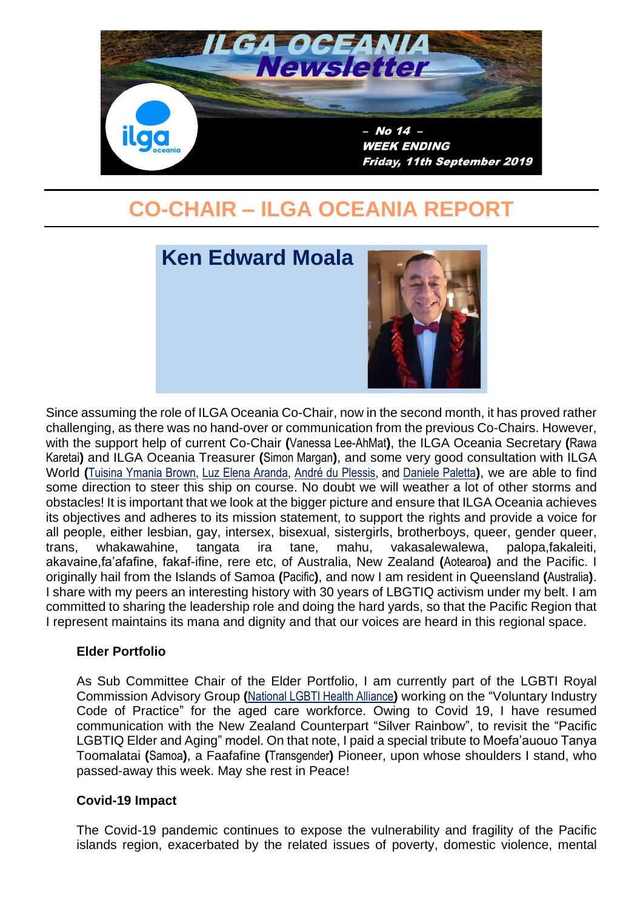# ILGA OCEANIA Newsletter

– No 14 –
WEEK ENDING
Friday, 11th September 2019

## CO-CHAIR – ILGA OCEANIA REPORT

### Ken Edward Moala

Since assuming the role of ILGA Oceania Co-Chair, now in the second month, it has proved rather challenging, as there was no hand-over or communication from the previous Co-Chairs. However, with the support help of current Co-Chair **(**Vanessa Lee-AhMat**)**, the ILGA Oceania Secretary **(**Rawa Karetai**)** and ILGA Oceania Treasurer **(**Simon Margan**)**, and some very good consultation with ILGA World **(**Tuisina Ymania Brown, Luz Elena Aranda, André du Plessis, and Daniele Paletta**)**, we are able to find some direction to steer this ship on course. No doubt we will weather a lot of other storms and obstacles! It is important that we look at the bigger picture and ensure that ILGA Oceania achieves its objectives and adheres to its mission statement, to support the rights and provide a voice for all people, either lesbian, gay, intersex, bisexual, sistergirls, brotherboys, queer, gender queer, trans, whakawahine, tangata ira tane, mahu, vakasalewalewa, palopa,fakaleiti, akavaine,fa'afafine, fakaf-ifine, rere etc, of Australia, New Zealand **(**Aotearoa**)** and the Pacific. I originally hail from the Islands of Samoa **(**Pacific**)**, and now I am resident in Queensland **(**Australia**)**. I share with my peers an interesting history with 30 years of LBGTIQ activism under my belt. I am committed to sharing the leadership role and doing the hard yards, so that the Pacific Region that I represent maintains its mana and dignity and that our voices are heard in this regional space.

**Elder Portfolio**

As Sub Committee Chair of the Elder Portfolio, I am currently part of the LGBTI Royal Commission Advisory Group **(**National LGBTI Health Alliance**)** working on the "Voluntary Industry Code of Practice" for the aged care workforce. Owing to Covid 19, I have resumed communication with the New Zealand Counterpart "Silver Rainbow", to revisit the "Pacific LGBTIQ Elder and Aging" model. On that note, I paid a special tribute to Moefa'auouo Tanya Toomalatai **(**Samoa**)**, a Faafafine **(**Transgender**)** Pioneer, upon whose shoulders I stand, who passed-away this week. May she rest in Peace!

**Covid-19 Impact**

The Covid-19 pandemic continues to expose the vulnerability and fragility of the Pacific islands region, exacerbated by the related issues of poverty, domestic violence, mental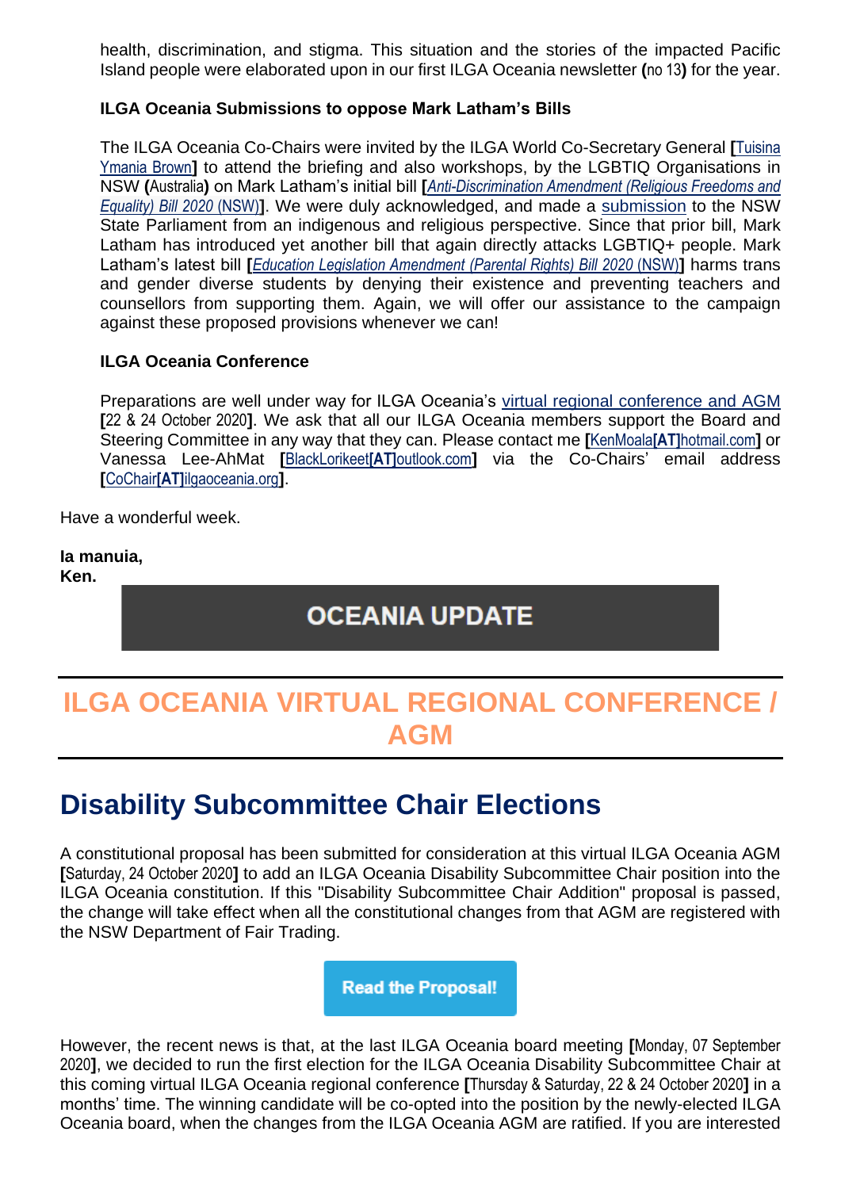health, discrimination, and stigma. This situation and the stories of the impacted Pacific Island people were elaborated upon in our first ILGA Oceania newsletter **(**no 13**)** for the year.

**ILGA Oceania Submissions to oppose Mark Latham's Bills**

The ILGA Oceania Co-Chairs were invited by the ILGA World Co-Secretary General **[**Tuisina Ymania Brown**]** to attend the briefing and also workshops, by the LGBTIQ Organisations in NSW **(**Australia**)** on Mark Latham's initial bill **[***Anti-Discrimination Amendment (Religious Freedoms and Equality) Bill 2020* (NSW)**]**. We were duly acknowledged, and made a submission to the NSW State Parliament from an indigenous and religious perspective. Since that prior bill, Mark Latham has introduced yet another bill that again directly attacks LGBTIQ+ people. Mark Latham's latest bill **[***Education Legislation Amendment (Parental Rights) Bill 2020* (NSW)**]** harms trans and gender diverse students by denying their existence and preventing teachers and counsellors from supporting them. Again, we will offer our assistance to the campaign against these proposed provisions whenever we can!

**ILGA Oceania Conference**

Preparations are well under way for ILGA Oceania's virtual regional conference and AGM **[**22 & 24 October 2020**]**. We ask that all our ILGA Oceania members support the Board and Steering Committee in any way that they can. Please contact me **[**KenMoala**[AT]**hotmail.com**]** or Vanessa Lee-AhMat **[**BlackLorikeet**[AT]**outlook.com**]** via the Co-Chairs' email address **[**CoChair**[AT]**ilgaoceania.org**]**.

Have a wonderful week.

**Ia manuia,**
**Ken.**

**OCEANIA UPDATE**

# ILGA OCEANIA VIRTUAL REGIONAL CONFERENCE / AGM

## Disability Subcommittee Chair Elections

A constitutional proposal has been submitted for consideration at this virtual ILGA Oceania AGM **[**Saturday, 24 October 2020**]** to add an ILGA Oceania Disability Subcommittee Chair position into the ILGA Oceania constitution. If this "Disability Subcommittee Chair Addition" proposal is passed, the change will take effect when all the constitutional changes from that AGM are registered with the NSW Department of Fair Trading.

**Read the Proposal!**

However, the recent news is that, at the last ILGA Oceania board meeting **[**Monday, 07 September 2020**]**, we decided to run the first election for the ILGA Oceania Disability Subcommittee Chair at this coming virtual ILGA Oceania regional conference **[**Thursday & Saturday, 22 & 24 October 2020**]** in a months' time. The winning candidate will be co-opted into the position by the newly-elected ILGA Oceania board, when the changes from the ILGA Oceania AGM are ratified. If you are interested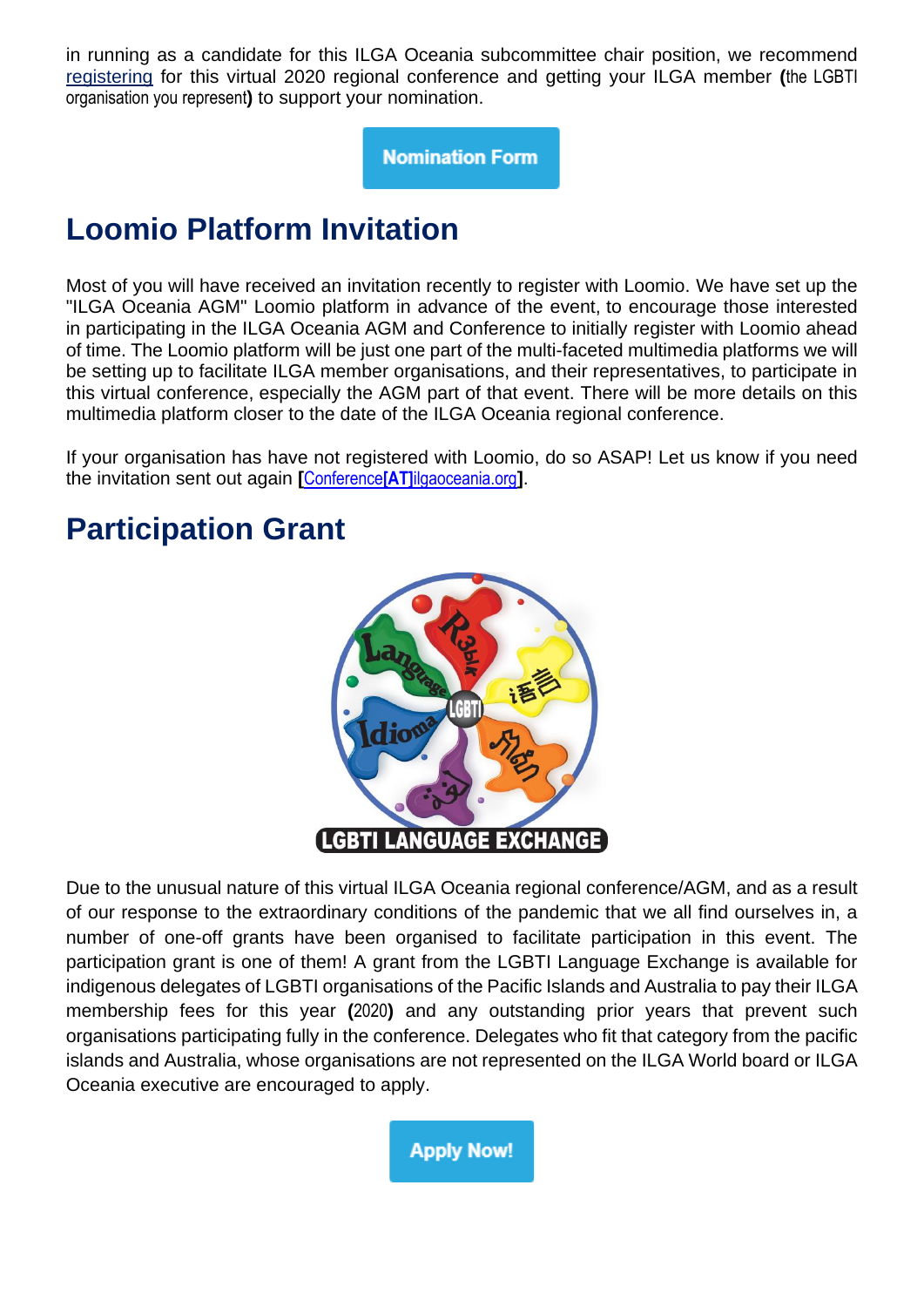in running as a candidate for this ILGA Oceania subcommittee chair position, we recommend registering for this virtual 2020 regional conference and getting your ILGA member **(**the LGBTI organisation you represent**)** to support your nomination.

Nomination Form

## Loomio Platform Invitation

Most of you will have received an invitation recently to register with Loomio. We have set up the "ILGA Oceania AGM" Loomio platform in advance of the event, to encourage those interested in participating in the ILGA Oceania AGM and Conference to initially register with Loomio ahead of time. The Loomio platform will be just one part of the multi-faceted multimedia platforms we will be setting up to facilitate ILGA member organisations, and their representatives, to participate in this virtual conference, especially the AGM part of that event. There will be more details on this multimedia platform closer to the date of the ILGA Oceania regional conference.

If your organisation has have not registered with Loomio, do so ASAP! Let us know if you need the invitation sent out again **[**Conference**[AT]**ilgaoceania.org**]**.

## Participation Grant

Due to the unusual nature of this virtual ILGA Oceania regional conference/AGM, and as a result of our response to the extraordinary conditions of the pandemic that we all find ourselves in, a number of one-off grants have been organised to facilitate participation in this event. The participation grant is one of them! A grant from the LGBTI Language Exchange is available for indigenous delegates of LGBTI organisations of the Pacific Islands and Australia to pay their ILGA membership fees for this year **(**2020**)** and any outstanding prior years that prevent such organisations participating fully in the conference. Delegates who fit that category from the pacific islands and Australia, whose organisations are not represented on the ILGA World board or ILGA Oceania executive are encouraged to apply.

Apply Now!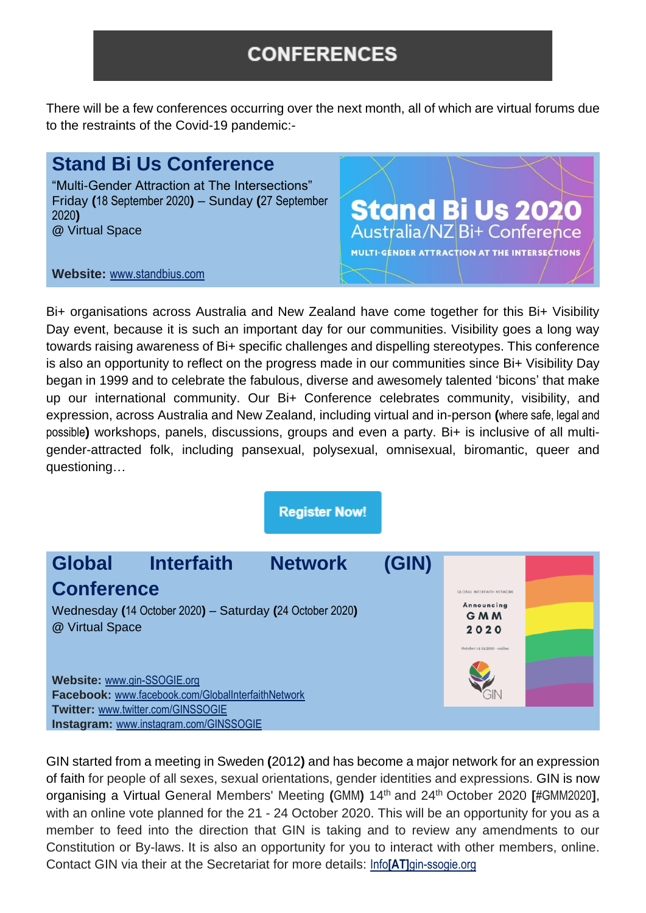# CONFERENCES

There will be a few conferences occurring over the next month, all of which are virtual forums due to the restraints of the Covid-19 pandemic:-

## Stand Bi Us Conference

"Multi-Gender Attraction at The Intersections"
Friday (18 September 2020) – Sunday (27 September 2020)
@ Virtual Space

**Website:** www.standbius.com

Bi+ organisations across Australia and New Zealand have come together for this Bi+ Visibility Day event, because it is such an important day for our communities. Visibility goes a long way towards raising awareness of Bi+ specific challenges and dispelling stereotypes. This conference is also an opportunity to reflect on the progress made in our communities since Bi+ Visibility Day began in 1999 and to celebrate the fabulous, diverse and awesomely talented 'bicons' that make up our international community. Our Bi+ Conference celebrates community, visibility, and expression, across Australia and New Zealand, including virtual and in-person (where safe, legal and possible) workshops, panels, discussions, groups and even a party. Bi+ is inclusive of all multi-gender-attracted folk, including pansexual, polysexual, omnisexual, biromantic, queer and questioning…

Register Now!

## Global Interfaith Network (GIN) Conference

Wednesday (14 October 2020) – Saturday (24 October 2020)
@ Virtual Space

**Website:** www.gin-SSOGIE.org
**Facebook:** www.facebook.com/GlobalInterfaithNetwork
**Twitter:** www.twitter.com/GINSSOGIE
**Instagram:** www.instagram.com/GINSSOGIE

GIN started from a meeting in Sweden (2012) and has become a major network for an expression of faith for people of all sexes, sexual orientations, gender identities and expressions. GIN is now organising a Virtual General Members' Meeting (GMM) 14th and 24th October 2020 [#GMM2020], with an online vote planned for the 21 - 24 October 2020. This will be an opportunity for you as a member to feed into the direction that GIN is taking and to review any amendments to our Constitution or By-laws. It is also an opportunity for you to interact with other members, online. Contact GIN via their at the Secretariat for more details: Info[AT]gin-ssogie.org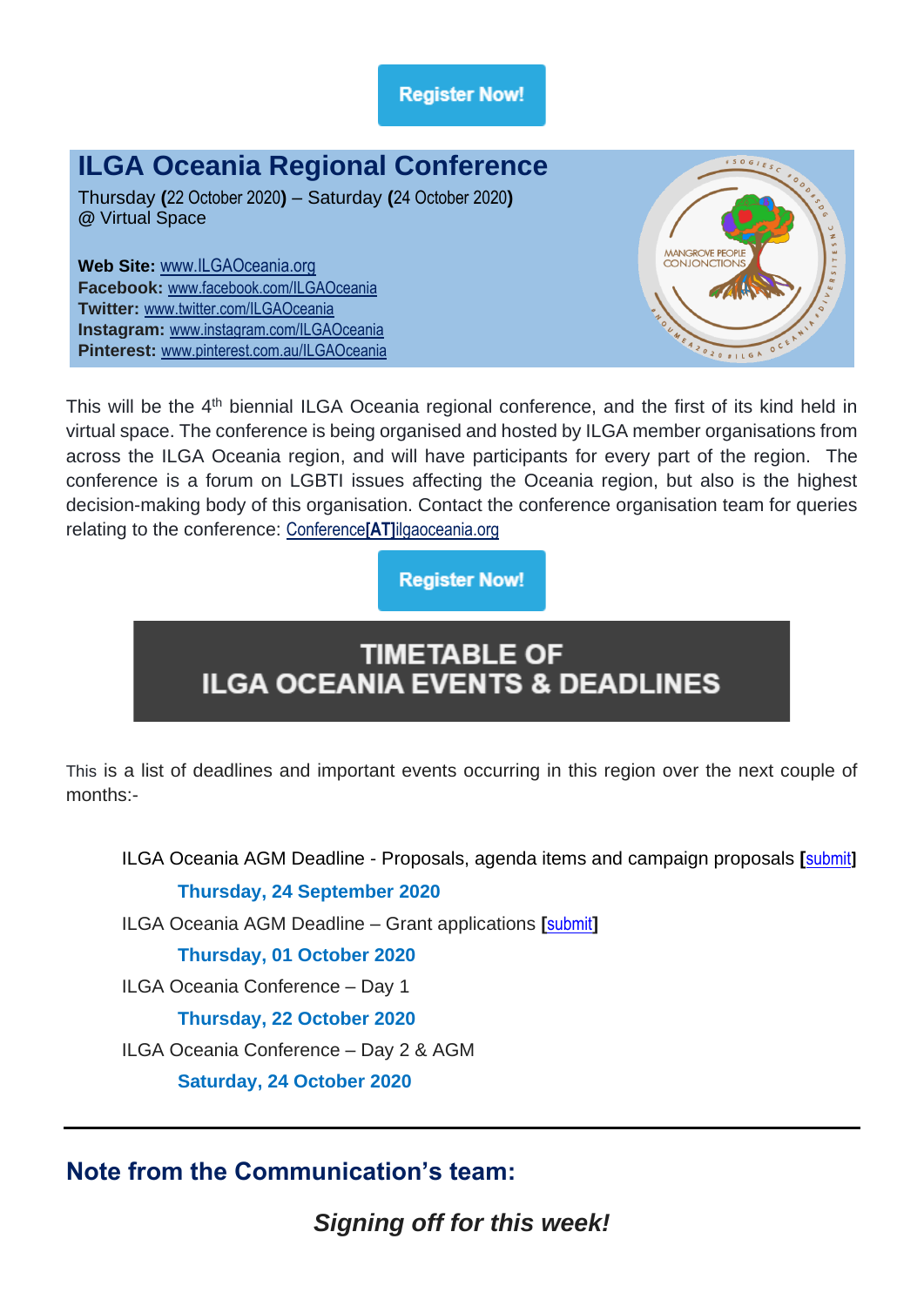Register Now!

## ILGA Oceania Regional Conference

Thursday **(**22 October 2020**)** – Saturday **(**24 October 2020**)**
@ Virtual Space

**Web Site:** www.ILGAOceania.org
**Facebook:** www.facebook.com/ILGAOceania
**Twitter:** www.twitter.com/ILGAOceania
**Instagram:** www.instagram.com/ILGAOceania
**Pinterest:** www.pinterest.com.au/ILGAOceania

This will be the 4th biennial ILGA Oceania regional conference, and the first of its kind held in virtual space. The conference is being organised and hosted by ILGA member organisations from across the ILGA Oceania region, and will have participants for every part of the region. The conference is a forum on LGBTI issues affecting the Oceania region, but also is the highest decision-making body of this organisation. Contact the conference organisation team for queries relating to the conference: Conference**[AT]**ilgaoceania.org

Register Now!

## TIMETABLE OF ILGA OCEANIA EVENTS & DEADLINES

This is a list of deadlines and important events occurring in this region over the next couple of months:-

ILGA Oceania AGM Deadline - Proposals, agenda items and campaign proposals **[**submit**]**

**Thursday, 24 September 2020**

ILGA Oceania AGM Deadline – Grant applications **[**submit**]**

**Thursday, 01 October 2020**

ILGA Oceania Conference – Day 1

**Thursday, 22 October 2020**

ILGA Oceania Conference – Day 2 & AGM

**Saturday, 24 October 2020**

---

## Note from the Communication's team:

***Signing off for this week!***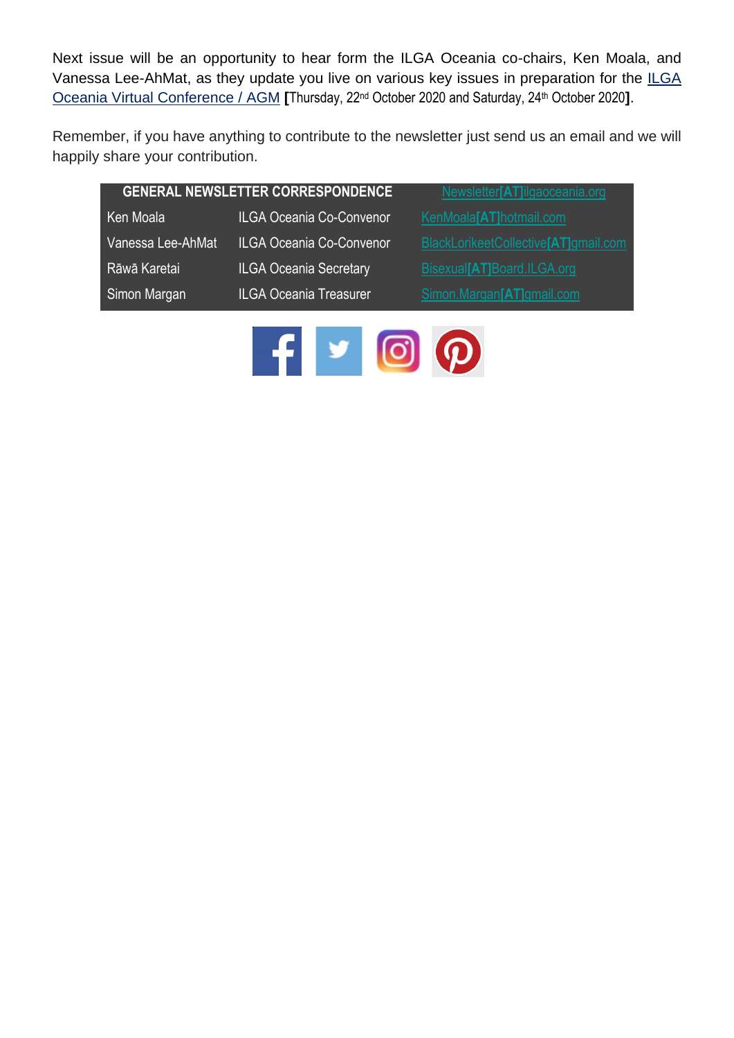Next issue will be an opportunity to hear form the ILGA Oceania co-chairs, Ken Moala, and Vanessa Lee-AhMat, as they update you live on various key issues in preparation for the ILGA Oceania Virtual Conference / AGM [Thursday, 22nd October 2020 and Saturday, 24th October 2020].

Remember, if you have anything to contribute to the newsletter just send us an email and we will happily share your contribution.

| GENERAL NEWSLETTER CORRESPONDENCE | | Newsletter[AT]ilgaoceania.org |
|---|---|---|
| Ken Moala | ILGA Oceania Co-Convenor | KenMoala[AT]hotmail.com |
| Vanessa Lee-AhMat | ILGA Oceania Co-Convenor | BlackLorikeetCollective[AT]gmail.com |
| Rāwā Karetai | ILGA Oceania Secretary | Bisexual[AT]Board.ILGA.org |
| Simon Margan | ILGA Oceania Treasurer | Simon.Margan[AT]gmail.com |